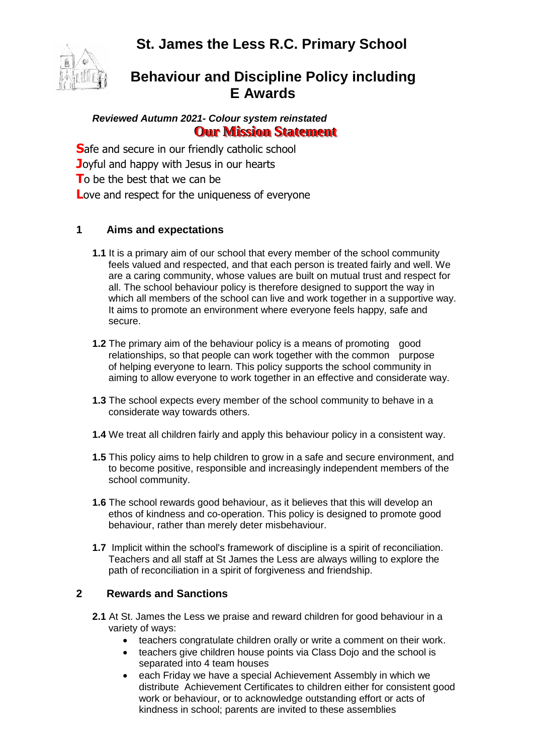# St. James the Less R.C. Primary School

## Behaviour and Discipline Policy including E Awards

***Reviewed Autumn 2021- Colour system reinstated***

**Our Mission Statement**

**S**afe and secure in our friendly catholic school
**J**oyful and happy with Jesus in our hearts
**T**o be the best that we can be
**L**ove and respect for the uniqueness of everyone

### 1 Aims and expectations

**1.1** It is a primary aim of our school that every member of the school community feels valued and respected, and that each person is treated fairly and well. We are a caring community, whose values are built on mutual trust and respect for all. The school behaviour policy is therefore designed to support the way in which all members of the school can live and work together in a supportive way. It aims to promote an environment where everyone feels happy, safe and secure.

**1.2** The primary aim of the behaviour policy is a means of promoting good relationships, so that people can work together with the common purpose of helping everyone to learn. This policy supports the school community in aiming to allow everyone to work together in an effective and considerate way.

**1.3** The school expects every member of the school community to behave in a considerate way towards others.

**1.4** We treat all children fairly and apply this behaviour policy in a consistent way.

**1.5** This policy aims to help children to grow in a safe and secure environment, and to become positive, responsible and increasingly independent members of the school community.

**1.6** The school rewards good behaviour, as it believes that this will develop an ethos of kindness and co-operation. This policy is designed to promote good behaviour, rather than merely deter misbehaviour.

**1.7** Implicit within the school's framework of discipline is a spirit of reconciliation. Teachers and all staff at St James the Less are always willing to explore the path of reconciliation in a spirit of forgiveness and friendship.

### 2 Rewards and Sanctions

**2.1** At St. James the Less we praise and reward children for good behaviour in a variety of ways:

- teachers congratulate children orally or write a comment on their work.
- teachers give children house points via Class Dojo and the school is separated into 4 team houses
- each Friday we have a special Achievement Assembly in which we distribute Achievement Certificates to children either for consistent good work or behaviour, or to acknowledge outstanding effort or acts of kindness in school; parents are invited to these assemblies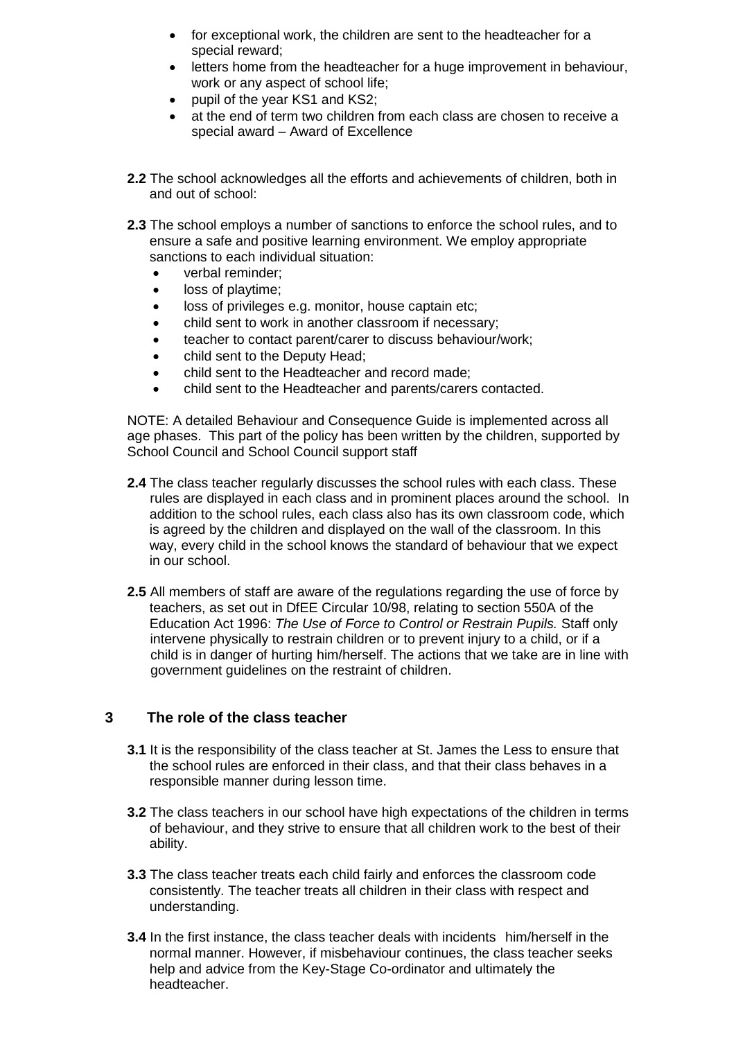- for exceptional work, the children are sent to the headteacher for a special reward;
- letters home from the headteacher for a huge improvement in behaviour, work or any aspect of school life;
- pupil of the year KS1 and KS2;
- at the end of term two children from each class are chosen to receive a special award – Award of Excellence

**2.2** The school acknowledges all the efforts and achievements of children, both in and out of school:

**2.3** The school employs a number of sanctions to enforce the school rules, and to ensure a safe and positive learning environment. We employ appropriate sanctions to each individual situation:

- verbal reminder;
- loss of playtime;
- loss of privileges e.g. monitor, house captain etc;
- child sent to work in another classroom if necessary;
- teacher to contact parent/carer to discuss behaviour/work;
- child sent to the Deputy Head;
- child sent to the Headteacher and record made;
- child sent to the Headteacher and parents/carers contacted.

NOTE: A detailed Behaviour and Consequence Guide is implemented across all age phases. This part of the policy has been written by the children, supported by School Council and School Council support staff

**2.4** The class teacher regularly discusses the school rules with each class. These rules are displayed in each class and in prominent places around the school. In addition to the school rules, each class also has its own classroom code, which is agreed by the children and displayed on the wall of the classroom. In this way, every child in the school knows the standard of behaviour that we expect in our school.

**2.5** All members of staff are aware of the regulations regarding the use of force by teachers, as set out in DfEE Circular 10/98, relating to section 550A of the Education Act 1996: *The Use of Force to Control or Restrain Pupils.* Staff only intervene physically to restrain children or to prevent injury to a child, or if a child is in danger of hurting him/herself. The actions that we take are in line with government guidelines on the restraint of children.

## 3 The role of the class teacher

**3.1** It is the responsibility of the class teacher at St. James the Less to ensure that the school rules are enforced in their class, and that their class behaves in a responsible manner during lesson time.

**3.2** The class teachers in our school have high expectations of the children in terms of behaviour, and they strive to ensure that all children work to the best of their ability.

**3.3** The class teacher treats each child fairly and enforces the classroom code consistently. The teacher treats all children in their class with respect and understanding.

**3.4** In the first instance, the class teacher deals with incidents him/herself in the normal manner. However, if misbehaviour continues, the class teacher seeks help and advice from the Key-Stage Co-ordinator and ultimately the headteacher.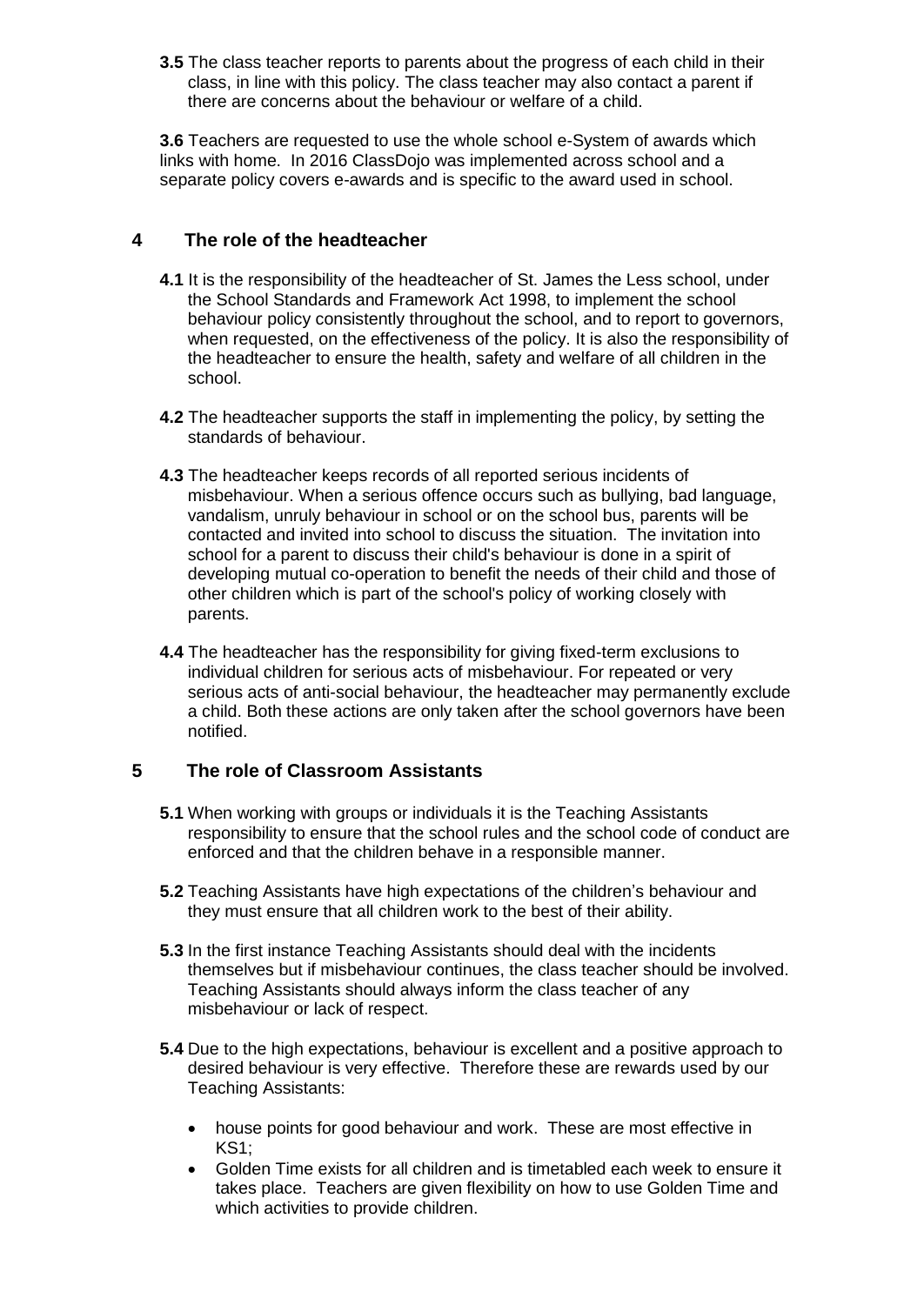**3.5** The class teacher reports to parents about the progress of each child in their class, in line with this policy. The class teacher may also contact a parent if there are concerns about the behaviour or welfare of a child.

**3.6** Teachers are requested to use the whole school e-System of awards which links with home. In 2016 ClassDojo was implemented across school and a separate policy covers e-awards and is specific to the award used in school.

## 4 The role of the headteacher

**4.1** It is the responsibility of the headteacher of St. James the Less school, under the School Standards and Framework Act 1998, to implement the school behaviour policy consistently throughout the school, and to report to governors, when requested, on the effectiveness of the policy. It is also the responsibility of the headteacher to ensure the health, safety and welfare of all children in the school.

**4.2** The headteacher supports the staff in implementing the policy, by setting the standards of behaviour.

**4.3** The headteacher keeps records of all reported serious incidents of misbehaviour. When a serious offence occurs such as bullying, bad language, vandalism, unruly behaviour in school or on the school bus, parents will be contacted and invited into school to discuss the situation. The invitation into school for a parent to discuss their child's behaviour is done in a spirit of developing mutual co-operation to benefit the needs of their child and those of other children which is part of the school's policy of working closely with parents.

**4.4** The headteacher has the responsibility for giving fixed-term exclusions to individual children for serious acts of misbehaviour. For repeated or very serious acts of anti-social behaviour, the headteacher may permanently exclude a child. Both these actions are only taken after the school governors have been notified.

## 5 The role of Classroom Assistants

**5.1** When working with groups or individuals it is the Teaching Assistants responsibility to ensure that the school rules and the school code of conduct are enforced and that the children behave in a responsible manner.

**5.2** Teaching Assistants have high expectations of the children's behaviour and they must ensure that all children work to the best of their ability.

**5.3** In the first instance Teaching Assistants should deal with the incidents themselves but if misbehaviour continues, the class teacher should be involved. Teaching Assistants should always inform the class teacher of any misbehaviour or lack of respect.

**5.4** Due to the high expectations, behaviour is excellent and a positive approach to desired behaviour is very effective. Therefore these are rewards used by our Teaching Assistants:

- house points for good behaviour and work. These are most effective in KS1;
- Golden Time exists for all children and is timetabled each week to ensure it takes place. Teachers are given flexibility on how to use Golden Time and which activities to provide children.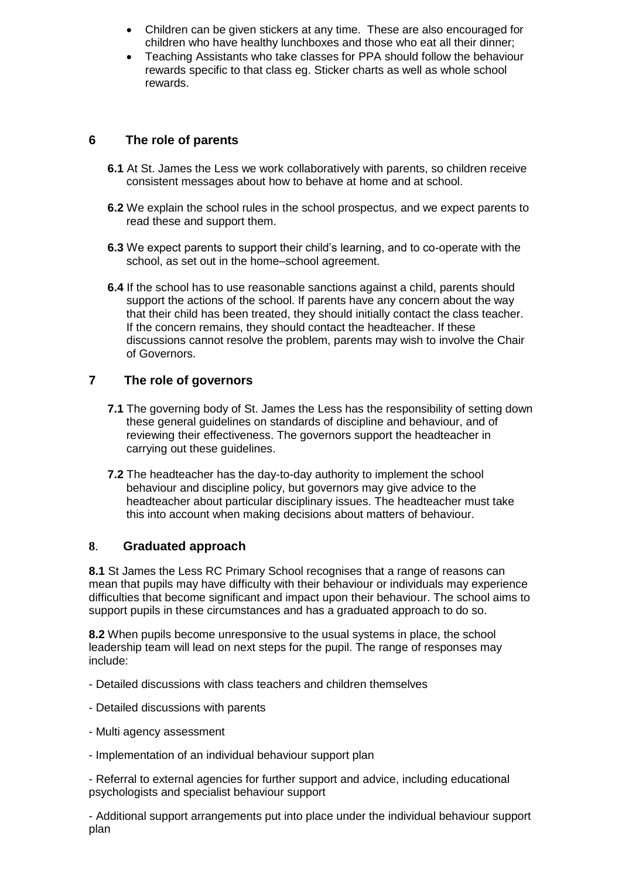- Children can be given stickers at any time. These are also encouraged for children who have healthy lunchboxes and those who eat all their dinner;
- Teaching Assistants who take classes for PPA should follow the behaviour rewards specific to that class eg. Sticker charts as well as whole school rewards.

## 6 The role of parents

**6.1** At St. James the Less we work collaboratively with parents, so children receive consistent messages about how to behave at home and at school.

**6.2** We explain the school rules in the school prospectus, and we expect parents to read these and support them.

**6.3** We expect parents to support their child's learning, and to co-operate with the school, as set out in the home–school agreement.

**6.4** If the school has to use reasonable sanctions against a child, parents should support the actions of the school. If parents have any concern about the way that their child has been treated, they should initially contact the class teacher. If the concern remains, they should contact the headteacher. If these discussions cannot resolve the problem, parents may wish to involve the Chair of Governors.

## 7 The role of governors

**7.1** The governing body of St. James the Less has the responsibility of setting down these general guidelines on standards of discipline and behaviour, and of reviewing their effectiveness. The governors support the headteacher in carrying out these guidelines.

**7.2** The headteacher has the day-to-day authority to implement the school behaviour and discipline policy, but governors may give advice to the headteacher about particular disciplinary issues. The headteacher must take this into account when making decisions about matters of behaviour.

## 8. Graduated approach

**8.1** St James the Less RC Primary School recognises that a range of reasons can mean that pupils may have difficulty with their behaviour or individuals may experience difficulties that become significant and impact upon their behaviour. The school aims to support pupils in these circumstances and has a graduated approach to do so.

**8.2** When pupils become unresponsive to the usual systems in place, the school leadership team will lead on next steps for the pupil. The range of responses may include:

- Detailed discussions with class teachers and children themselves

- Detailed discussions with parents

- Multi agency assessment

- Implementation of an individual behaviour support plan

- Referral to external agencies for further support and advice, including educational psychologists and specialist behaviour support

- Additional support arrangements put into place under the individual behaviour support plan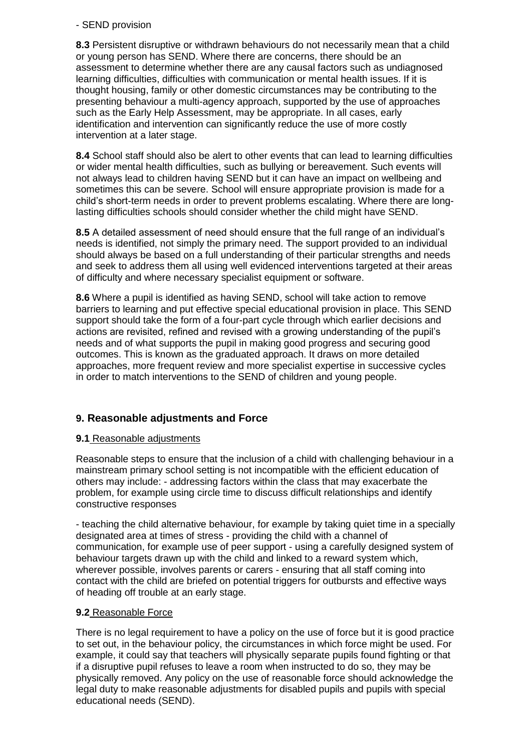- SEND provision

**8.3** Persistent disruptive or withdrawn behaviours do not necessarily mean that a child or young person has SEND. Where there are concerns, there should be an assessment to determine whether there are any causal factors such as undiagnosed learning difficulties, difficulties with communication or mental health issues. If it is thought housing, family or other domestic circumstances may be contributing to the presenting behaviour a multi-agency approach, supported by the use of approaches such as the Early Help Assessment, may be appropriate. In all cases, early identification and intervention can significantly reduce the use of more costly intervention at a later stage.

**8.4** School staff should also be alert to other events that can lead to learning difficulties or wider mental health difficulties, such as bullying or bereavement. Such events will not always lead to children having SEND but it can have an impact on wellbeing and sometimes this can be severe. School will ensure appropriate provision is made for a child's short-term needs in order to prevent problems escalating. Where there are long-lasting difficulties schools should consider whether the child might have SEND.

**8.5** A detailed assessment of need should ensure that the full range of an individual's needs is identified, not simply the primary need. The support provided to an individual should always be based on a full understanding of their particular strengths and needs and seek to address them all using well evidenced interventions targeted at their areas of difficulty and where necessary specialist equipment or software.

**8.6** Where a pupil is identified as having SEND, school will take action to remove barriers to learning and put effective special educational provision in place. This SEND support should take the form of a four-part cycle through which earlier decisions and actions are revisited, refined and revised with a growing understanding of the pupil's needs and of what supports the pupil in making good progress and securing good outcomes. This is known as the graduated approach. It draws on more detailed approaches, more frequent review and more specialist expertise in successive cycles in order to match interventions to the SEND of children and young people.

## 9. Reasonable adjustments and Force

**9.1** Reasonable adjustments

Reasonable steps to ensure that the inclusion of a child with challenging behaviour in a mainstream primary school setting is not incompatible with the efficient education of others may include: - addressing factors within the class that may exacerbate the problem, for example using circle time to discuss difficult relationships and identify constructive responses

- teaching the child alternative behaviour, for example by taking quiet time in a specially designated area at times of stress - providing the child with a channel of communication, for example use of peer support - using a carefully designed system of behaviour targets drawn up with the child and linked to a reward system which, wherever possible, involves parents or carers - ensuring that all staff coming into contact with the child are briefed on potential triggers for outbursts and effective ways of heading off trouble at an early stage.

**9.2** Reasonable Force

There is no legal requirement to have a policy on the use of force but it is good practice to set out, in the behaviour policy, the circumstances in which force might be used. For example, it could say that teachers will physically separate pupils found fighting or that if a disruptive pupil refuses to leave a room when instructed to do so, they may be physically removed. Any policy on the use of reasonable force should acknowledge the legal duty to make reasonable adjustments for disabled pupils and pupils with special educational needs (SEND).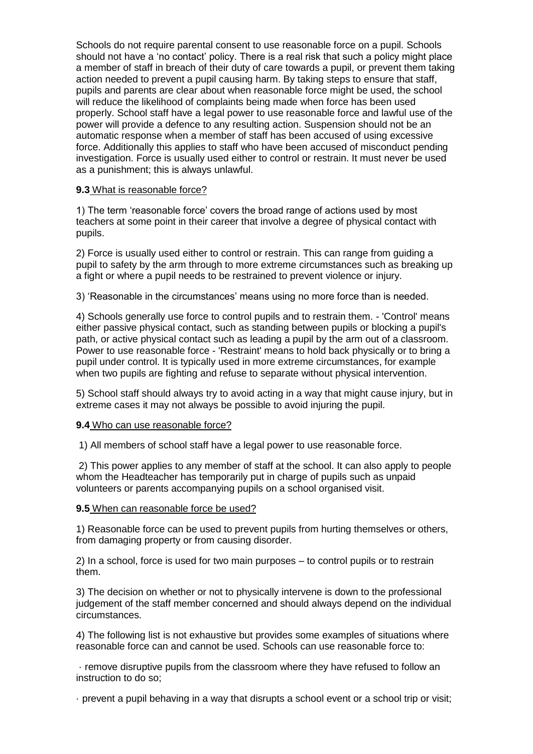Schools do not require parental consent to use reasonable force on a pupil. Schools should not have a 'no contact' policy. There is a real risk that such a policy might place a member of staff in breach of their duty of care towards a pupil, or prevent them taking action needed to prevent a pupil causing harm. By taking steps to ensure that staff, pupils and parents are clear about when reasonable force might be used, the school will reduce the likelihood of complaints being made when force has been used properly. School staff have a legal power to use reasonable force and lawful use of the power will provide a defence to any resulting action. Suspension should not be an automatic response when a member of staff has been accused of using excessive force. Additionally this applies to staff who have been accused of misconduct pending investigation. Force is usually used either to control or restrain. It must never be used as a punishment; this is always unlawful.

**9.3** What is reasonable force?

1) The term 'reasonable force' covers the broad range of actions used by most teachers at some point in their career that involve a degree of physical contact with pupils.

2) Force is usually used either to control or restrain. This can range from guiding a pupil to safety by the arm through to more extreme circumstances such as breaking up a fight or where a pupil needs to be restrained to prevent violence or injury.

3) 'Reasonable in the circumstances' means using no more force than is needed.

4) Schools generally use force to control pupils and to restrain them. - 'Control' means either passive physical contact, such as standing between pupils or blocking a pupil's path, or active physical contact such as leading a pupil by the arm out of a classroom. Power to use reasonable force - 'Restraint' means to hold back physically or to bring a pupil under control. It is typically used in more extreme circumstances, for example when two pupils are fighting and refuse to separate without physical intervention.

5) School staff should always try to avoid acting in a way that might cause injury, but in extreme cases it may not always be possible to avoid injuring the pupil.

**9.4** Who can use reasonable force?

1) All members of school staff have a legal power to use reasonable force.

2) This power applies to any member of staff at the school. It can also apply to people whom the Headteacher has temporarily put in charge of pupils such as unpaid volunteers or parents accompanying pupils on a school organised visit.

**9.5** When can reasonable force be used?

1) Reasonable force can be used to prevent pupils from hurting themselves or others, from damaging property or from causing disorder.

2) In a school, force is used for two main purposes – to control pupils or to restrain them.

3) The decision on whether or not to physically intervene is down to the professional judgement of the staff member concerned and should always depend on the individual circumstances.

4) The following list is not exhaustive but provides some examples of situations where reasonable force can and cannot be used. Schools can use reasonable force to:

· remove disruptive pupils from the classroom where they have refused to follow an instruction to do so;

· prevent a pupil behaving in a way that disrupts a school event or a school trip or visit;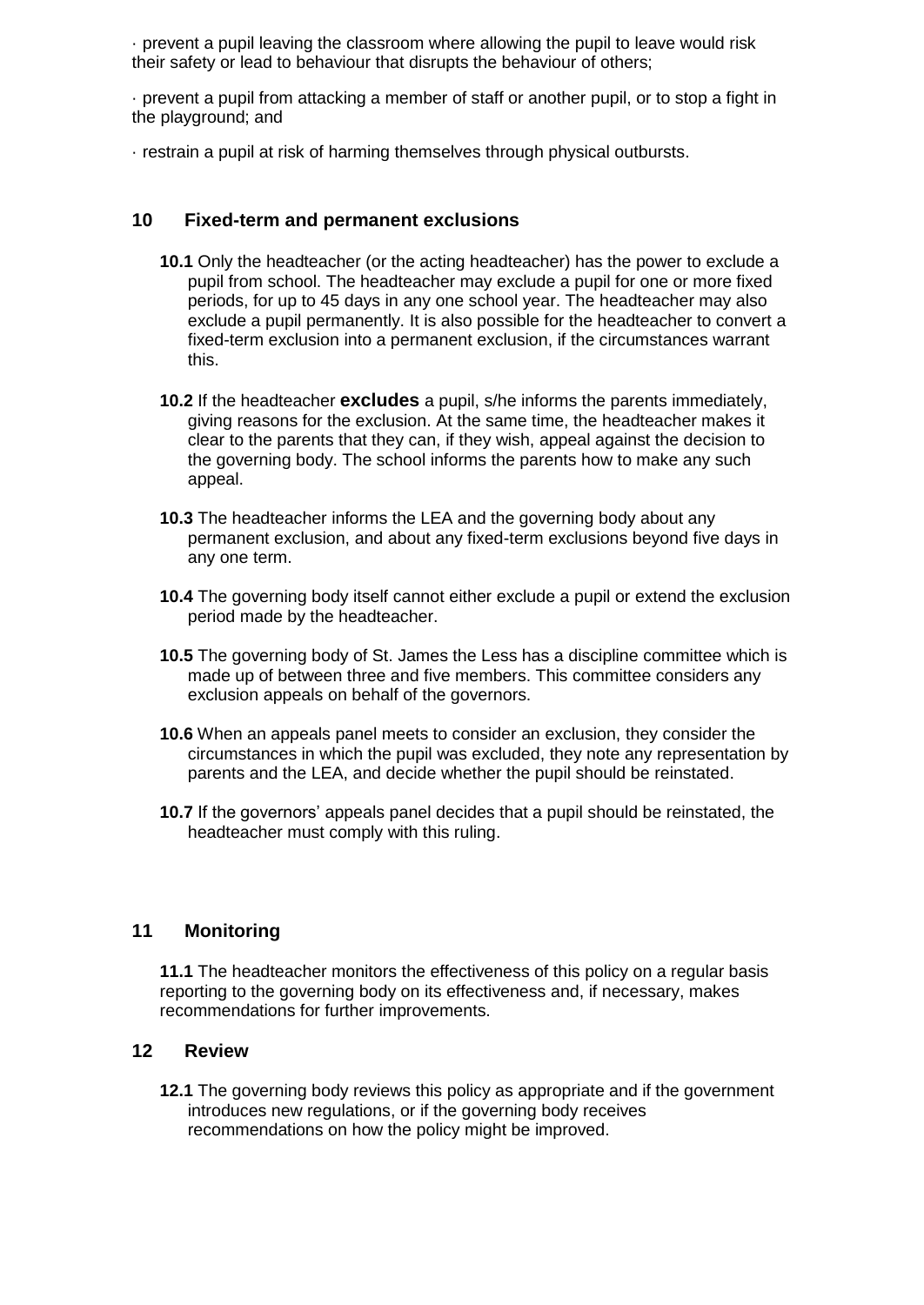· prevent a pupil leaving the classroom where allowing the pupil to leave would risk their safety or lead to behaviour that disrupts the behaviour of others;

· prevent a pupil from attacking a member of staff or another pupil, or to stop a fight in the playground; and

· restrain a pupil at risk of harming themselves through physical outbursts.

## 10 Fixed-term and permanent exclusions

**10.1** Only the headteacher (or the acting headteacher) has the power to exclude a pupil from school. The headteacher may exclude a pupil for one or more fixed periods, for up to 45 days in any one school year. The headteacher may also exclude a pupil permanently. It is also possible for the headteacher to convert a fixed-term exclusion into a permanent exclusion, if the circumstances warrant this.

**10.2** If the headteacher **excludes** a pupil, s/he informs the parents immediately, giving reasons for the exclusion. At the same time, the headteacher makes it clear to the parents that they can, if they wish, appeal against the decision to the governing body. The school informs the parents how to make any such appeal.

**10.3** The headteacher informs the LEA and the governing body about any permanent exclusion, and about any fixed-term exclusions beyond five days in any one term.

**10.4** The governing body itself cannot either exclude a pupil or extend the exclusion period made by the headteacher.

**10.5** The governing body of St. James the Less has a discipline committee which is made up of between three and five members. This committee considers any exclusion appeals on behalf of the governors.

**10.6** When an appeals panel meets to consider an exclusion, they consider the circumstances in which the pupil was excluded, they note any representation by parents and the LEA, and decide whether the pupil should be reinstated.

**10.7** If the governors' appeals panel decides that a pupil should be reinstated, the headteacher must comply with this ruling.

## 11 Monitoring

**11.1** The headteacher monitors the effectiveness of this policy on a regular basis reporting to the governing body on its effectiveness and, if necessary, makes recommendations for further improvements.

## 12 Review

**12.1** The governing body reviews this policy as appropriate and if the government introduces new regulations, or if the governing body receives recommendations on how the policy might be improved.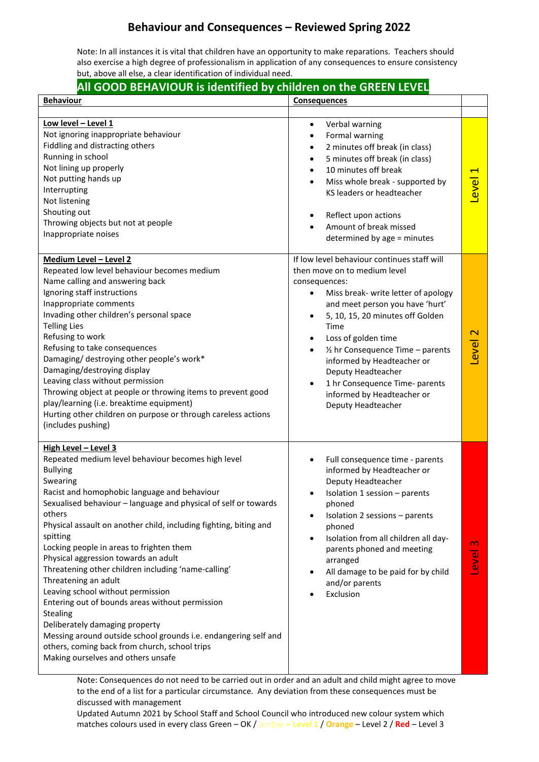# Behaviour and Consequences – Reviewed Spring 2022

Note: In all instances it is vital that children have an opportunity to make reparations. Teachers should also exercise a high degree of professionalism in application of any consequences to ensure consistency but, above all else, a clear identification of individual need.

## All GOOD BEHAVIOUR is identified by children on the GREEN LEVEL

| **Behaviour** | **Consequences** | |
|---|---|---|
| | | |
| **Low level – Level 1**<br>Not ignoring inappropriate behaviour<br>Fiddling and distracting others<br>Running in school<br>Not lining up properly<br>Not putting hands up<br>Interrupting<br>Not listening<br>Shouting out<br>Throwing objects but not at people<br>Inappropriate noises | • Verbal warning<br>• Formal warning<br>• 2 minutes off break (in class)<br>• 5 minutes off break (in class)<br>• 10 minutes off break<br>• Miss whole break - supported by KS leaders or headteacher<br><br>• Reflect upon actions<br>• Amount of break missed determined by age = minutes | Level 1 |
| **Medium Level – Level 2**<br>Repeated low level behaviour becomes medium<br>Name calling and answering back<br>Ignoring staff instructions<br>Inappropriate comments<br>Invading other children's personal space<br>Telling Lies<br>Refusing to work<br>Refusing to take consequences<br>Damaging/ destroying other people's work*<br>Damaging/destroying display<br>Leaving class without permission<br>Throwing object at people or throwing items to prevent good play/learning (i.e. breaktime equipment)<br>Hurting other children on purpose or through careless actions (includes pushing) | If low level behaviour continues staff will then move on to medium level consequences:<br>• Miss break- write letter of apology and meet person you have 'hurt'<br>• 5, 10, 15, 20 minutes off Golden Time<br>• Loss of golden time<br>• ½ hr Consequence Time – parents informed by Headteacher or Deputy Headteacher<br>• 1 hr Consequence Time- parents informed by Headteacher or Deputy Headteacher | Level 2 |
| **High Level – Level 3**<br>Repeated medium level behaviour becomes high level<br>Bullying<br>Swearing<br>Racist and homophobic language and behaviour<br>Sexualised behaviour – language and physical of self or towards others<br>Physical assault on another child, including fighting, biting and spitting<br>Locking people in areas to frighten them<br>Physical aggression towards an adult<br>Threatening other children including 'name-calling'<br>Threatening an adult<br>Leaving school without permission<br>Entering out of bounds areas without permission<br>Stealing<br>Deliberately damaging property<br>Messing around outside school grounds i.e. endangering self and others, coming back from church, school trips<br>Making ourselves and others unsafe | • Full consequence time - parents informed by Headteacher or Deputy Headteacher<br>• Isolation 1 session – parents phoned<br>• Isolation 2 sessions – parents phoned<br>• Isolation from all children all day- parents phoned and meeting arranged<br>• All damage to be paid for by child and/or parents<br>• Exclusion | Level 3 |

Note: Consequences do not need to be carried out in order and an adult and child might agree to move to the end of a list for a particular circumstance. Any deviation from these consequences must be discussed with management

Updated Autumn 2021 by School Staff and School Council who introduced new colour system which matches colours used in every class Green – OK / Amber – Level 1 / **Orange** – Level 2 / **Red** – Level 3